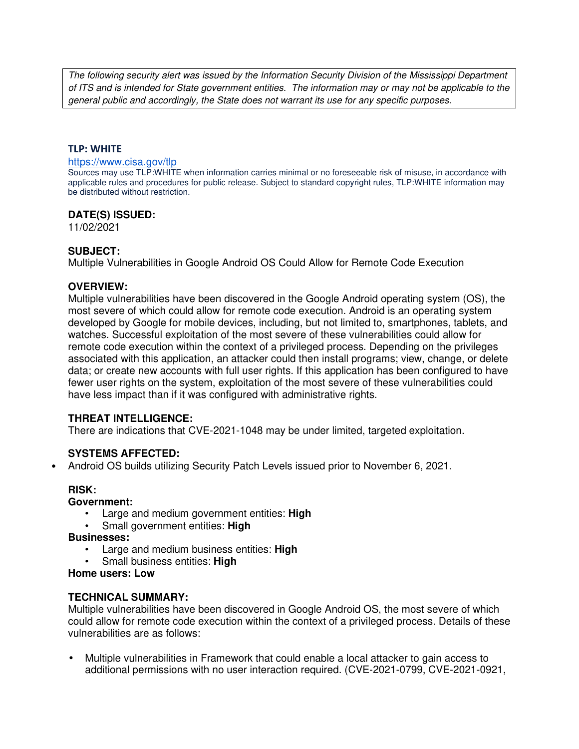*The following security alert was issued by the Information Security Division of the Mississippi Department of ITS and is intended for State government entities. The information may or may not be applicable to the general public and accordingly, the State does not warrant its use for any specific purposes.*

**TLP: WHITE**

https://www.cisa.gov/tlp

Sources may use TLP:WHITE when information carries minimal or no foreseeable risk of misuse, in accordance with applicable rules and procedures for public release. Subject to standard copyright rules, TLP:WHITE information may be distributed without restriction.

**DATE(S) ISSUED:**

11/02/2021

**SUBJECT:**

Multiple Vulnerabilities in Google Android OS Could Allow for Remote Code Execution

**OVERVIEW:**

Multiple vulnerabilities have been discovered in the Google Android operating system (OS), the most severe of which could allow for remote code execution. Android is an operating system developed by Google for mobile devices, including, but not limited to, smartphones, tablets, and watches. Successful exploitation of the most severe of these vulnerabilities could allow for remote code execution within the context of a privileged process. Depending on the privileges associated with this application, an attacker could then install programs; view, change, or delete data; or create new accounts with full user rights. If this application has been configured to have fewer user rights on the system, exploitation of the most severe of these vulnerabilities could have less impact than if it was configured with administrative rights.

**THREAT INTELLIGENCE:**

There are indications that CVE-2021-1048 may be under limited, targeted exploitation.

**SYSTEMS AFFECTED:**

- Android OS builds utilizing Security Patch Levels issued prior to November 6, 2021.

**RISK:**

**Government:**

- Large and medium government entities: **High**
- Small government entities: **High**

**Businesses:**

- Large and medium business entities: **High**
- Small business entities: **High**

**Home users: Low**

**TECHNICAL SUMMARY:**

Multiple vulnerabilities have been discovered in Google Android OS, the most severe of which could allow for remote code execution within the context of a privileged process. Details of these vulnerabilities are as follows:

- Multiple vulnerabilities in Framework that could enable a local attacker to gain access to additional permissions with no user interaction required. (CVE-2021-0799, CVE-2021-0921,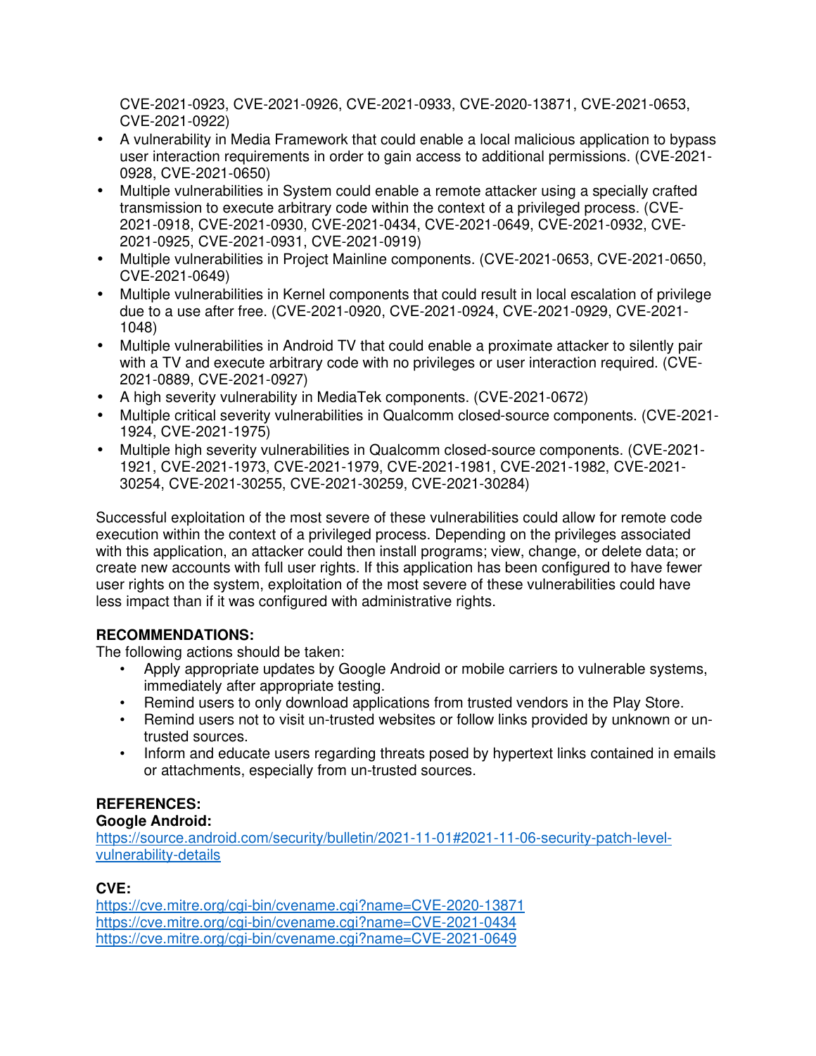CVE-2021-0923, CVE-2021-0926, CVE-2021-0933, CVE-2020-13871, CVE-2021-0653, CVE-2021-0922)

- A vulnerability in Media Framework that could enable a local malicious application to bypass user interaction requirements in order to gain access to additional permissions. (CVE-2021-0928, CVE-2021-0650)
- Multiple vulnerabilities in System could enable a remote attacker using a specially crafted transmission to execute arbitrary code within the context of a privileged process. (CVE-2021-0918, CVE-2021-0930, CVE-2021-0434, CVE-2021-0649, CVE-2021-0932, CVE-2021-0925, CVE-2021-0931, CVE-2021-0919)
- Multiple vulnerabilities in Project Mainline components. (CVE-2021-0653, CVE-2021-0650, CVE-2021-0649)
- Multiple vulnerabilities in Kernel components that could result in local escalation of privilege due to a use after free. (CVE-2021-0920, CVE-2021-0924, CVE-2021-0929, CVE-2021-1048)
- Multiple vulnerabilities in Android TV that could enable a proximate attacker to silently pair with a TV and execute arbitrary code with no privileges or user interaction required. (CVE-2021-0889, CVE-2021-0927)
- A high severity vulnerability in MediaTek components. (CVE-2021-0672)
- Multiple critical severity vulnerabilities in Qualcomm closed-source components. (CVE-2021-1924, CVE-2021-1975)
- Multiple high severity vulnerabilities in Qualcomm closed-source components. (CVE-2021-1921, CVE-2021-1973, CVE-2021-1979, CVE-2021-1981, CVE-2021-1982, CVE-2021-30254, CVE-2021-30255, CVE-2021-30259, CVE-2021-30284)

Successful exploitation of the most severe of these vulnerabilities could allow for remote code execution within the context of a privileged process. Depending on the privileges associated with this application, an attacker could then install programs; view, change, or delete data; or create new accounts with full user rights. If this application has been configured to have fewer user rights on the system, exploitation of the most severe of these vulnerabilities could have less impact than if it was configured with administrative rights.

**RECOMMENDATIONS:**
The following actions should be taken:

- Apply appropriate updates by Google Android or mobile carriers to vulnerable systems, immediately after appropriate testing.
- Remind users to only download applications from trusted vendors in the Play Store.
- Remind users not to visit un-trusted websites or follow links provided by unknown or un-trusted sources.
- Inform and educate users regarding threats posed by hypertext links contained in emails or attachments, especially from un-trusted sources.

**REFERENCES:**
**Google Android:**
https://source.android.com/security/bulletin/2021-11-01#2021-11-06-security-patch-level-vulnerability-details

**CVE:**
https://cve.mitre.org/cgi-bin/cvename.cgi?name=CVE-2020-13871
https://cve.mitre.org/cgi-bin/cvename.cgi?name=CVE-2021-0434
https://cve.mitre.org/cgi-bin/cvename.cgi?name=CVE-2021-0649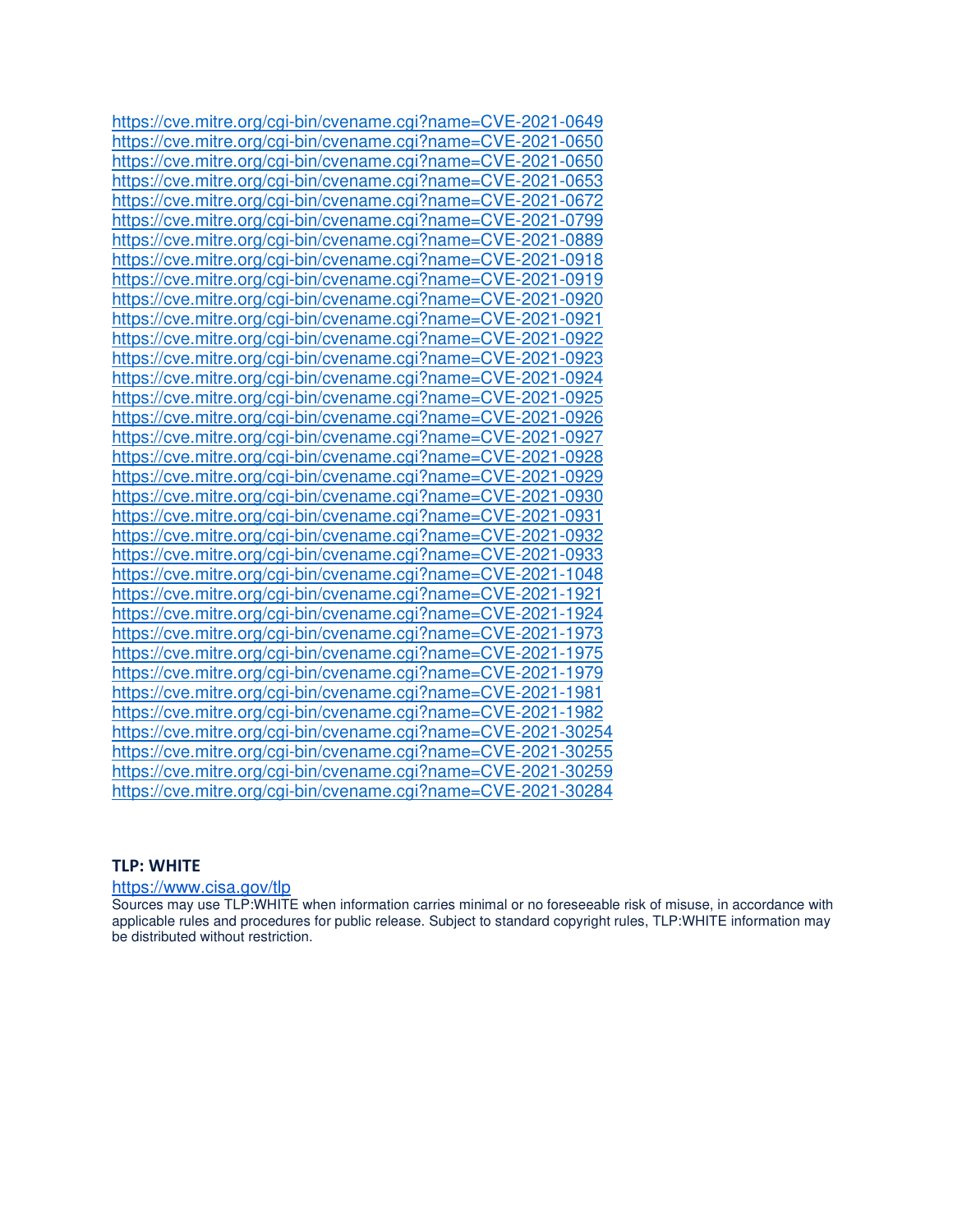https://cve.mitre.org/cgi-bin/cvename.cgi?name=CVE-2021-0649
https://cve.mitre.org/cgi-bin/cvename.cgi?name=CVE-2021-0650
https://cve.mitre.org/cgi-bin/cvename.cgi?name=CVE-2021-0650
https://cve.mitre.org/cgi-bin/cvename.cgi?name=CVE-2021-0653
https://cve.mitre.org/cgi-bin/cvename.cgi?name=CVE-2021-0672
https://cve.mitre.org/cgi-bin/cvename.cgi?name=CVE-2021-0799
https://cve.mitre.org/cgi-bin/cvename.cgi?name=CVE-2021-0889
https://cve.mitre.org/cgi-bin/cvename.cgi?name=CVE-2021-0918
https://cve.mitre.org/cgi-bin/cvename.cgi?name=CVE-2021-0919
https://cve.mitre.org/cgi-bin/cvename.cgi?name=CVE-2021-0920
https://cve.mitre.org/cgi-bin/cvename.cgi?name=CVE-2021-0921
https://cve.mitre.org/cgi-bin/cvename.cgi?name=CVE-2021-0922
https://cve.mitre.org/cgi-bin/cvename.cgi?name=CVE-2021-0923
https://cve.mitre.org/cgi-bin/cvename.cgi?name=CVE-2021-0924
https://cve.mitre.org/cgi-bin/cvename.cgi?name=CVE-2021-0925
https://cve.mitre.org/cgi-bin/cvename.cgi?name=CVE-2021-0926
https://cve.mitre.org/cgi-bin/cvename.cgi?name=CVE-2021-0927
https://cve.mitre.org/cgi-bin/cvename.cgi?name=CVE-2021-0928
https://cve.mitre.org/cgi-bin/cvename.cgi?name=CVE-2021-0929
https://cve.mitre.org/cgi-bin/cvename.cgi?name=CVE-2021-0930
https://cve.mitre.org/cgi-bin/cvename.cgi?name=CVE-2021-0931
https://cve.mitre.org/cgi-bin/cvename.cgi?name=CVE-2021-0932
https://cve.mitre.org/cgi-bin/cvename.cgi?name=CVE-2021-0933
https://cve.mitre.org/cgi-bin/cvename.cgi?name=CVE-2021-1048
https://cve.mitre.org/cgi-bin/cvename.cgi?name=CVE-2021-1921
https://cve.mitre.org/cgi-bin/cvename.cgi?name=CVE-2021-1924
https://cve.mitre.org/cgi-bin/cvename.cgi?name=CVE-2021-1973
https://cve.mitre.org/cgi-bin/cvename.cgi?name=CVE-2021-1975
https://cve.mitre.org/cgi-bin/cvename.cgi?name=CVE-2021-1979
https://cve.mitre.org/cgi-bin/cvename.cgi?name=CVE-2021-1981
https://cve.mitre.org/cgi-bin/cvename.cgi?name=CVE-2021-1982
https://cve.mitre.org/cgi-bin/cvename.cgi?name=CVE-2021-30254
https://cve.mitre.org/cgi-bin/cvename.cgi?name=CVE-2021-30255
https://cve.mitre.org/cgi-bin/cvename.cgi?name=CVE-2021-30259
https://cve.mitre.org/cgi-bin/cvename.cgi?name=CVE-2021-30284

**TLP: WHITE**

https://www.cisa.gov/tlp

Sources may use TLP:WHITE when information carries minimal or no foreseeable risk of misuse, in accordance with applicable rules and procedures for public release. Subject to standard copyright rules, TLP:WHITE information may be distributed without restriction.